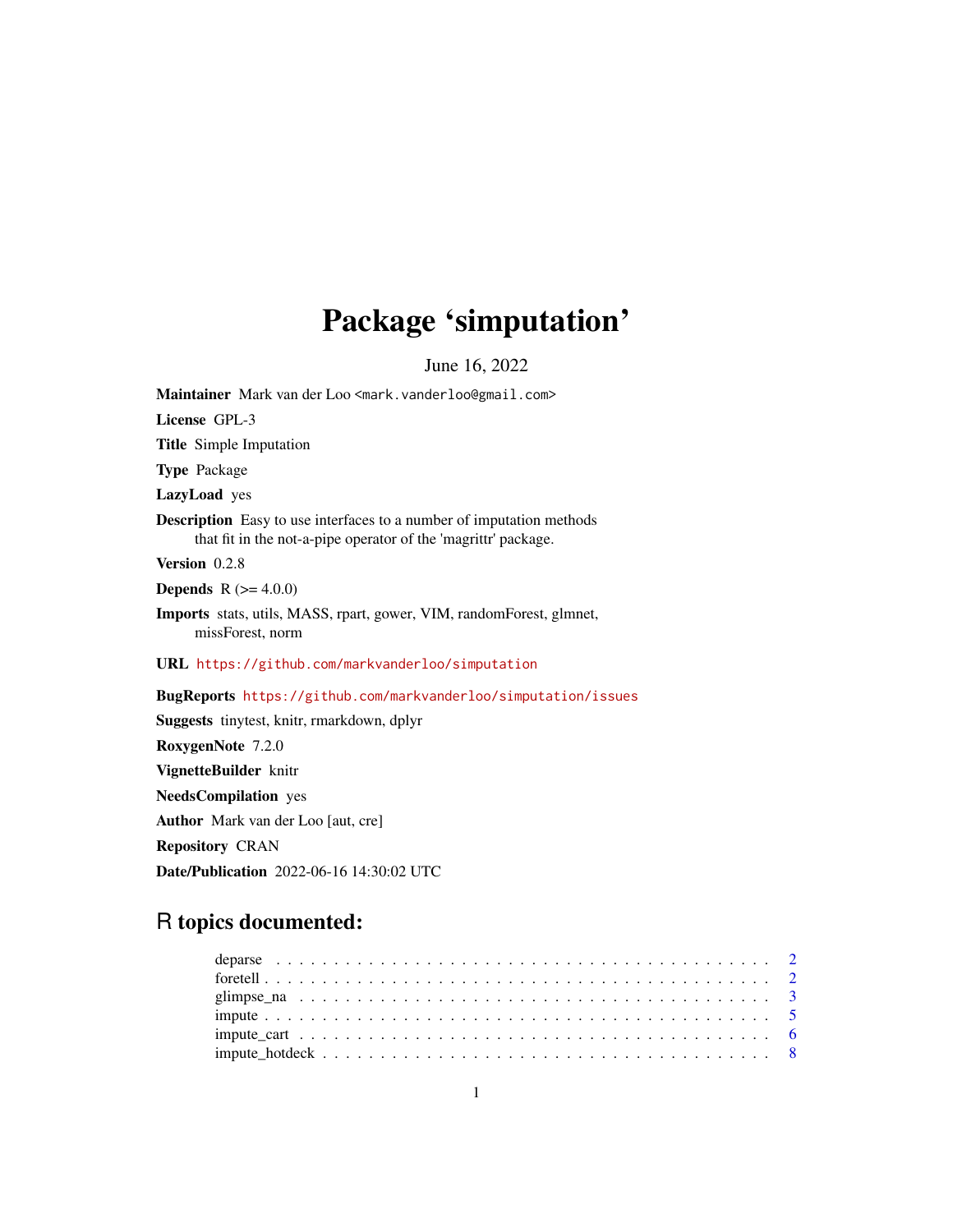# Package 'simputation'

June 16, 2022

**Maintainer** Mark van der Loo <mark.vanderloo@gmail.com>

**License** GPL-3

**Title** Simple Imputation

**Type** Package

**LazyLoad** yes

**Description** Easy to use interfaces to a number of imputation methods that fit in the not-a-pipe operator of the 'magrittr' package.

**Version** 0.2.8

**Depends** R (>= 4.0.0)

**Imports** stats, utils, MASS, rpart, gower, VIM, randomForest, glmnet, missForest, norm

**URL** https://github.com/markvanderloo/simputation

**BugReports** https://github.com/markvanderloo/simputation/issues

**Suggests** tinytest, knitr, rmarkdown, dplyr

**RoxygenNote** 7.2.0

**VignetteBuilder** knitr

**NeedsCompilation** yes

**Author** Mark van der Loo [aut, cre]

**Repository** CRAN

**Date/Publication** 2022-06-16 14:30:02 UTC

## R topics documented:

deparse . . . . . . . . . . . . . . . . . . . . . . . . . . . . . . . . . . . . . . . . . . . 2
foretell . . . . . . . . . . . . . . . . . . . . . . . . . . . . . . . . . . . . . . . . . . . 2
glimpse_na . . . . . . . . . . . . . . . . . . . . . . . . . . . . . . . . . . . . . . . . . 3
impute . . . . . . . . . . . . . . . . . . . . . . . . . . . . . . . . . . . . . . . . . . . 5
impute_cart . . . . . . . . . . . . . . . . . . . . . . . . . . . . . . . . . . . . . . . . . 6
impute_hotdeck . . . . . . . . . . . . . . . . . . . . . . . . . . . . . . . . . . . . . . . 8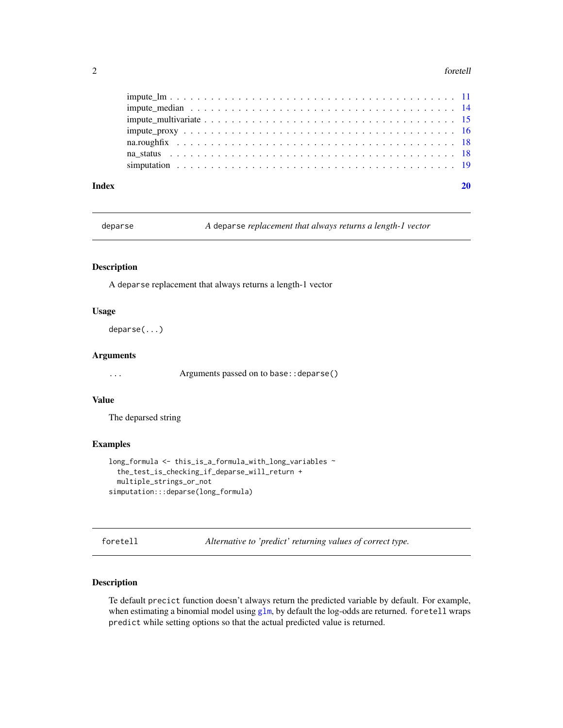| | |
|---|---|
| impute_lm | 11 |
| impute_median | 14 |
| impute_multivariate | 15 |
| impute_proxy | 16 |
| na.roughfix | 18 |
| na_status | 18 |
| simputation | 19 |

**Index** **20**

---

## deparse — *A deparse replacement that always returns a length-1 vector*

### Description

A `deparse` replacement that always returns a length-1 vector

### Usage

```
deparse(...)
```

### Arguments

`...` Arguments passed on to `base::deparse()`

### Value

The deparsed string

### Examples

```
long_formula <- this_is_a_formula_with_long_variables ~
  the_test_is_checking_if_deparse_will_return +
  multiple_strings_or_not
simputation:::deparse(long_formula)
```

---

## foretell — *Alternative to 'predict' returning values of correct type.*

### Description

Te default `precict` function doesn't always return the predicted variable by default. For example, when estimating a binomial model using `glm`, by default the log-odds are returned. `foretell` wraps `predict` while setting options so that the actual predicted value is returned.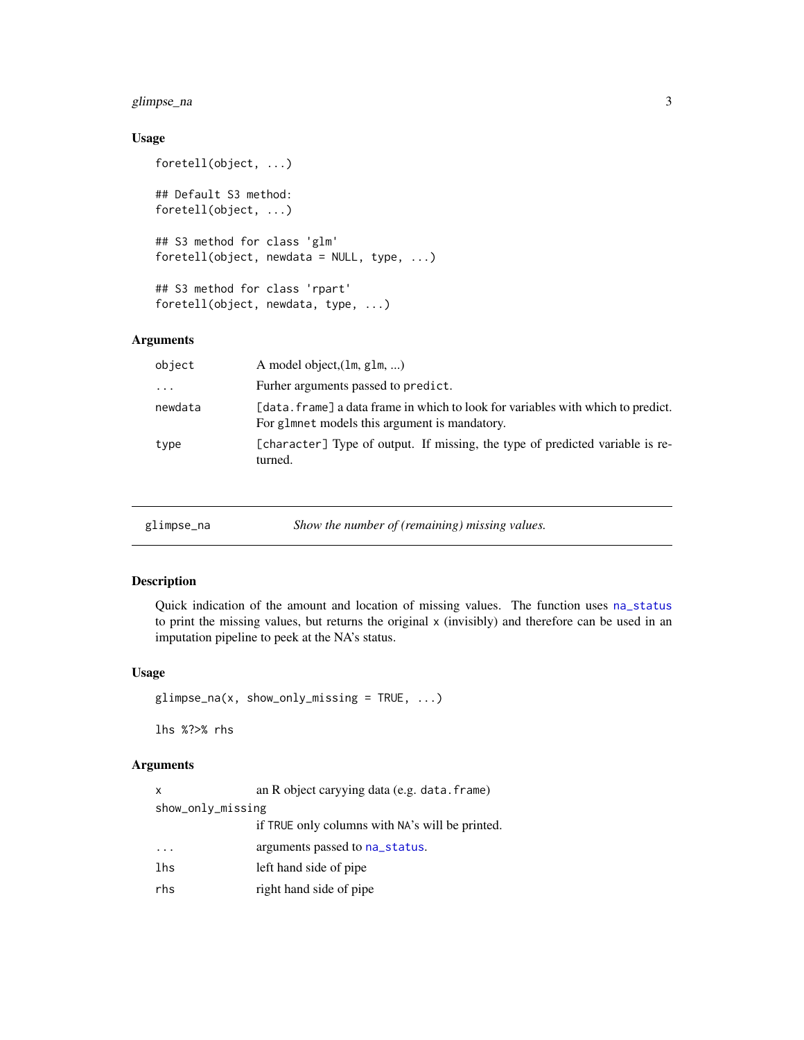### Usage

```
foretell(object, ...)

## Default S3 method:
foretell(object, ...)

## S3 method for class 'glm'
foretell(object, newdata = NULL, type, ...)

## S3 method for class 'rpart'
foretell(object, newdata, type, ...)
```

### Arguments

| | |
|---|---|
| `object` | A model object,(`lm`, `glm`, ...) |
| `...` | Furher arguments passed to `predict`. |
| `newdata` | `[data.frame]` a data frame in which to look for variables with which to predict. For `glmnet` models this argument is mandatory. |
| `type` | `[character]` Type of output. If missing, the type of predicted variable is returned. |

---

## glimpse_na — *Show the number of (remaining) missing values.*

---

### Description

Quick indication of the amount and location of missing values. The function uses `na_status` to print the missing values, but returns the original `x` (invisibly) and therefore can be used in an imputation pipeline to peek at the NA's status.

### Usage

```
glimpse_na(x, show_only_missing = TRUE, ...)

lhs %?>% rhs
```

### Arguments

| | |
|---|---|
| `x` | an R object caryying data (e.g. `data.frame`) |
| `show_only_missing` | if `TRUE` only columns with `NA`'s will be printed. |
| `...` | arguments passed to `na_status`. |
| `lhs` | left hand side of pipe |
| `rhs` | right hand side of pipe |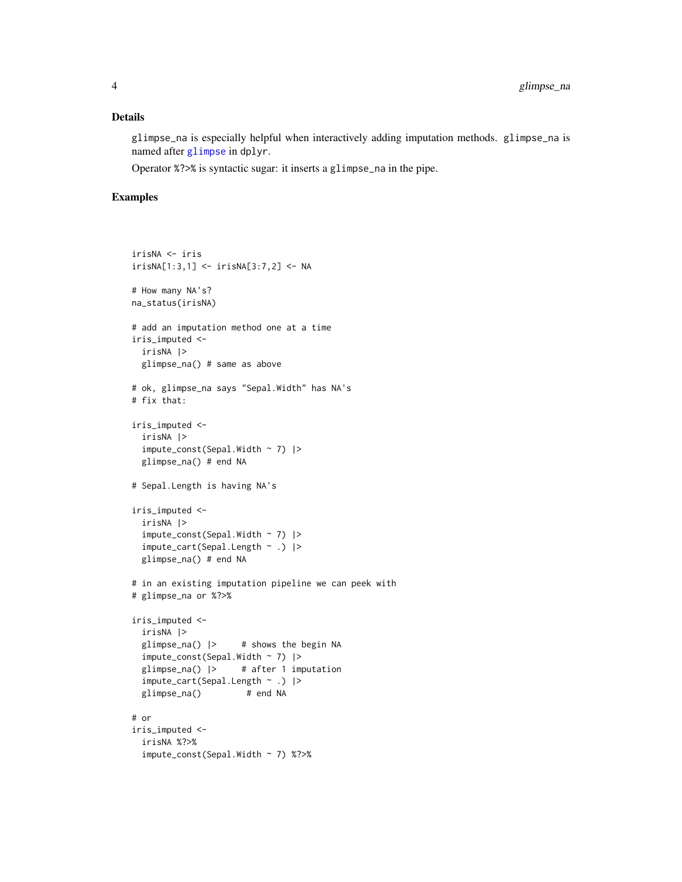## Details

`glimpse_na` is especially helpful when interactively adding imputation methods. `glimpse_na` is named after glimpse in `dplyr`.

Operator `%?>%` is syntactic sugar: it inserts a `glimpse_na` in the pipe.

## Examples

```
irisNA <- iris
irisNA[1:3,1] <- irisNA[3:7,2] <- NA

# How many NA's?
na_status(irisNA)

# add an imputation method one at a time
iris_imputed <-
  irisNA |>
  glimpse_na() # same as above

# ok, glimpse_na says "Sepal.Width" has NA's
# fix that:

iris_imputed <-
  irisNA |>
  impute_const(Sepal.Width ~ 7) |>
  glimpse_na() # end NA

# Sepal.Length is having NA's

iris_imputed <-
  irisNA |>
  impute_const(Sepal.Width ~ 7) |>
  impute_cart(Sepal.Length ~ .) |>
  glimpse_na() # end NA

# in an existing imputation pipeline we can peek with
# glimpse_na or %?>%

iris_imputed <-
  irisNA |>
  glimpse_na() |>     # shows the begin NA
  impute_const(Sepal.Width ~ 7) |>
  glimpse_na() |>     # after 1 imputation
  impute_cart(Sepal.Length ~ .) |>
  glimpse_na()         # end NA

# or
iris_imputed <-
  irisNA %?>%
  impute_const(Sepal.Width ~ 7) %?>%
```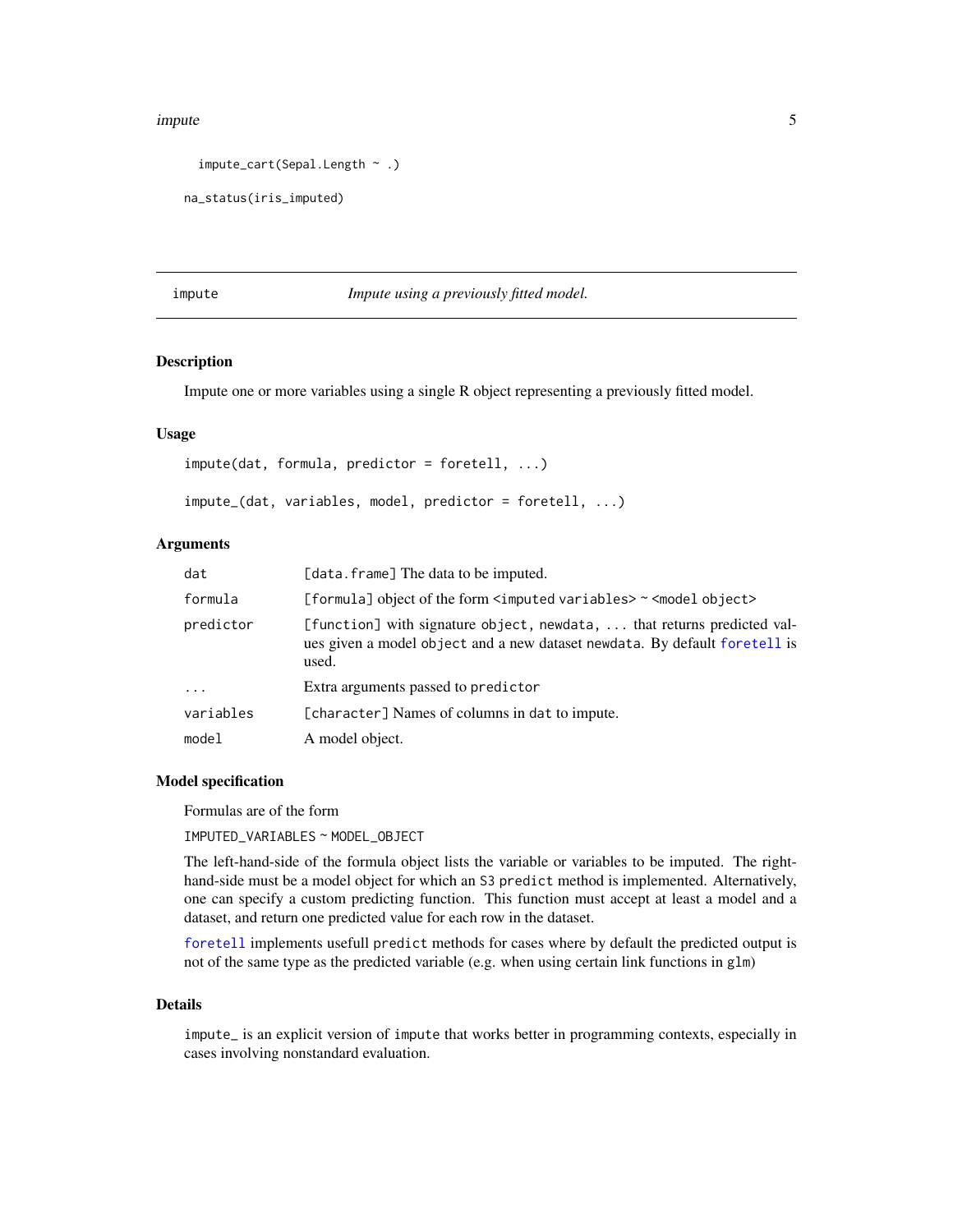```
  impute_cart(Sepal.Length ~ .)

na_status(iris_imputed)
```

---

## impute — *Impute using a previously fitted model.*

### Description

Impute one or more variables using a single R object representing a previously fitted model.

### Usage

```
impute(dat, formula, predictor = foretell, ...)

impute_(dat, variables, model, predictor = foretell, ...)
```

### Arguments

| | |
|---|---|
| `dat` | `[data.frame]` The data to be imputed. |
| `formula` | `[formula]` object of the form `<imputed variables>` ~ `<model object>` |
| `predictor` | `[function]` with signature `object, newdata, ...` that returns predicted values given a model `object` and a new dataset `newdata`. By default `foretell` is used. |
| `...` | Extra arguments passed to `predictor` |
| `variables` | `[character]` Names of columns in `dat` to impute. |
| `model` | A model object. |

### Model specification

Formulas are of the form

`IMPUTED_VARIABLES` ~ `MODEL_OBJECT`

The left-hand-side of the formula object lists the variable or variables to be imputed. The right-hand-side must be a model object for which an `S3` `predict` method is implemented. Alternatively, one can specify a custom predicting function. This function must accept at least a model and a dataset, and return one predicted value for each row in the dataset.

`foretell` implements usefull `predict` methods for cases where by default the predicted output is not of the same type as the predicted variable (e.g. when using certain link functions in `glm`)

### Details

`impute_` is an explicit version of `impute` that works better in programming contexts, especially in cases involving nonstandard evaluation.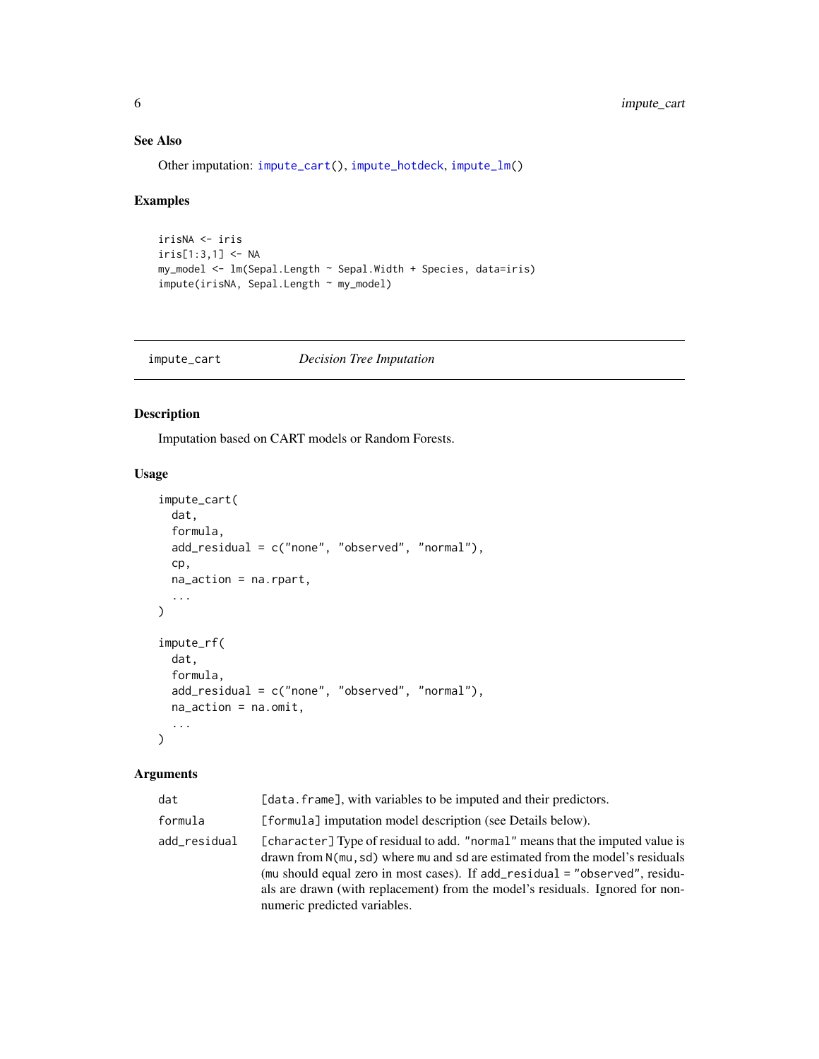### See Also

Other imputation: `impute_cart()`, `impute_hotdeck`, `impute_lm()`

### Examples

```
irisNA <- iris
iris[1:3,1] <- NA
my_model <- lm(Sepal.Length ~ Sepal.Width + Species, data=iris)
impute(irisNA, Sepal.Length ~ my_model)
```

---

## impute_cart — *Decision Tree Imputation*

### Description

Imputation based on CART models or Random Forests.

### Usage

```
impute_cart(
  dat,
  formula,
  add_residual = c("none", "observed", "normal"),
  cp,
  na_action = na.rpart,
  ...
)

impute_rf(
  dat,
  formula,
  add_residual = c("none", "observed", "normal"),
  na_action = na.omit,
  ...
)
```

### Arguments

| | |
|---|---|
| `dat` | `[data.frame]`, with variables to be imputed and their predictors. |
| `formula` | `[formula]` imputation model description (see Details below). |
| `add_residual` | `[character]` Type of residual to add. `"normal"` means that the imputed value is drawn from `N(mu,sd)` where `mu` and `sd` are estimated from the model's residuals (`mu` should equal zero in most cases). If `add_residual = "observed"`, residuals are drawn (with replacement) from the model's residuals. Ignored for non-numeric predicted variables. |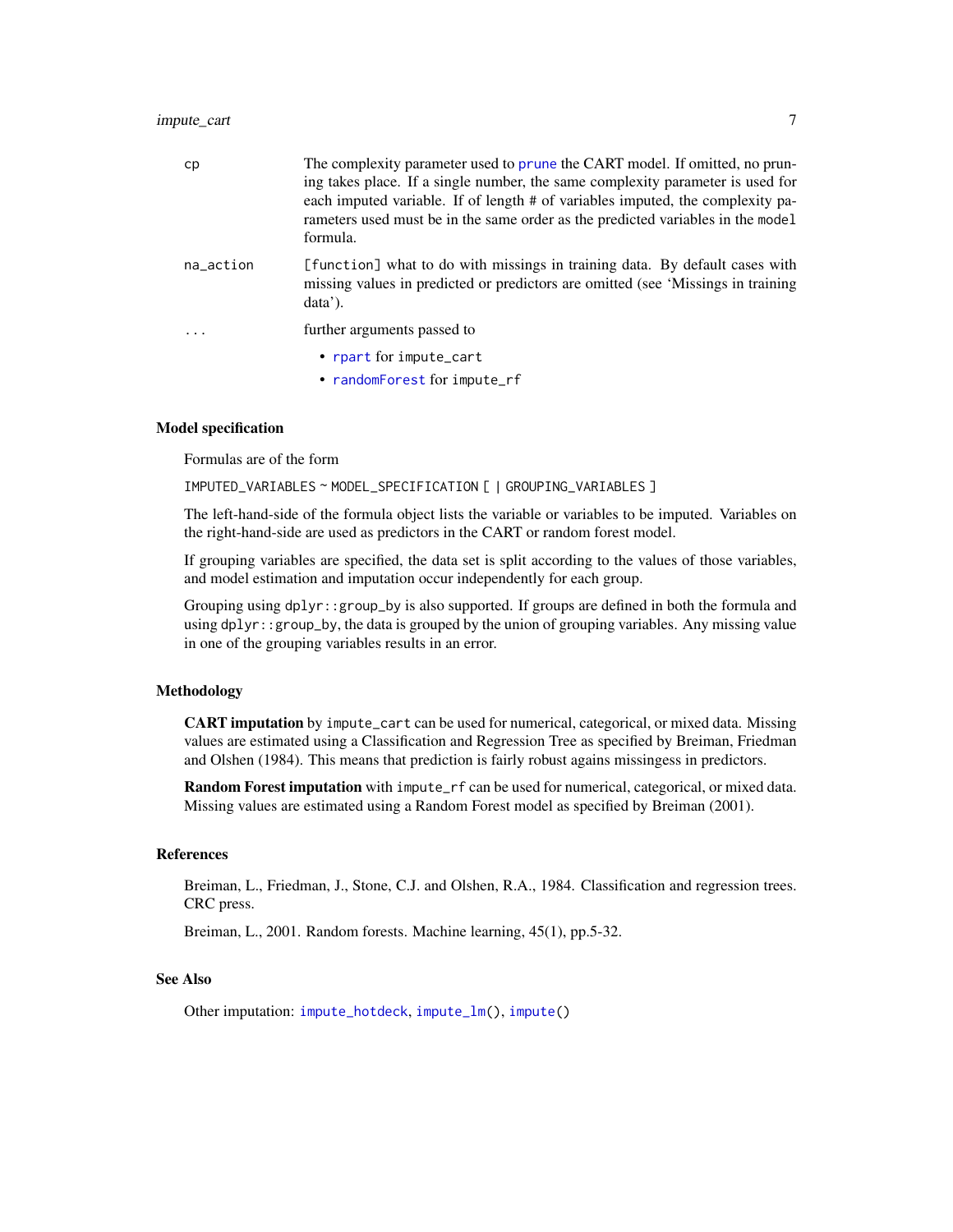| | |
|---|---|
| cp | The complexity parameter used to prune the CART model. If omitted, no pruning takes place. If a single number, the same complexity parameter is used for each imputed variable. If of length # of variables imputed, the complexity parameters used must be in the same order as the predicted variables in the model formula. |
| na_action | [function] what to do with missings in training data. By default cases with missing values in predicted or predictors are omitted (see 'Missings in training data'). |
| ... | further arguments passed to<br>• rpart for impute_cart<br>• randomForest for impute_rf |

### Model specification

Formulas are of the form

IMPUTED_VARIABLES ~ MODEL_SPECIFICATION [ | GROUPING_VARIABLES ]

The left-hand-side of the formula object lists the variable or variables to be imputed. Variables on the right-hand-side are used as predictors in the CART or random forest model.

If grouping variables are specified, the data set is split according to the values of those variables, and model estimation and imputation occur independently for each group.

Grouping using `dplyr::group_by` is also supported. If groups are defined in both the formula and using `dplyr::group_by`, the data is grouped by the union of grouping variables. Any missing value in one of the grouping variables results in an error.

### Methodology

**CART imputation** by `impute_cart` can be used for numerical, categorical, or mixed data. Missing values are estimated using a Classification and Regression Tree as specified by Breiman, Friedman and Olshen (1984). This means that prediction is fairly robust agains missingess in predictors.

**Random Forest imputation** with `impute_rf` can be used for numerical, categorical, or mixed data. Missing values are estimated using a Random Forest model as specified by Breiman (2001).

### References

Breiman, L., Friedman, J., Stone, C.J. and Olshen, R.A., 1984. Classification and regression trees. CRC press.

Breiman, L., 2001. Random forests. Machine learning, 45(1), pp.5-32.

### See Also

Other imputation: impute_hotdeck, impute_lm(), impute()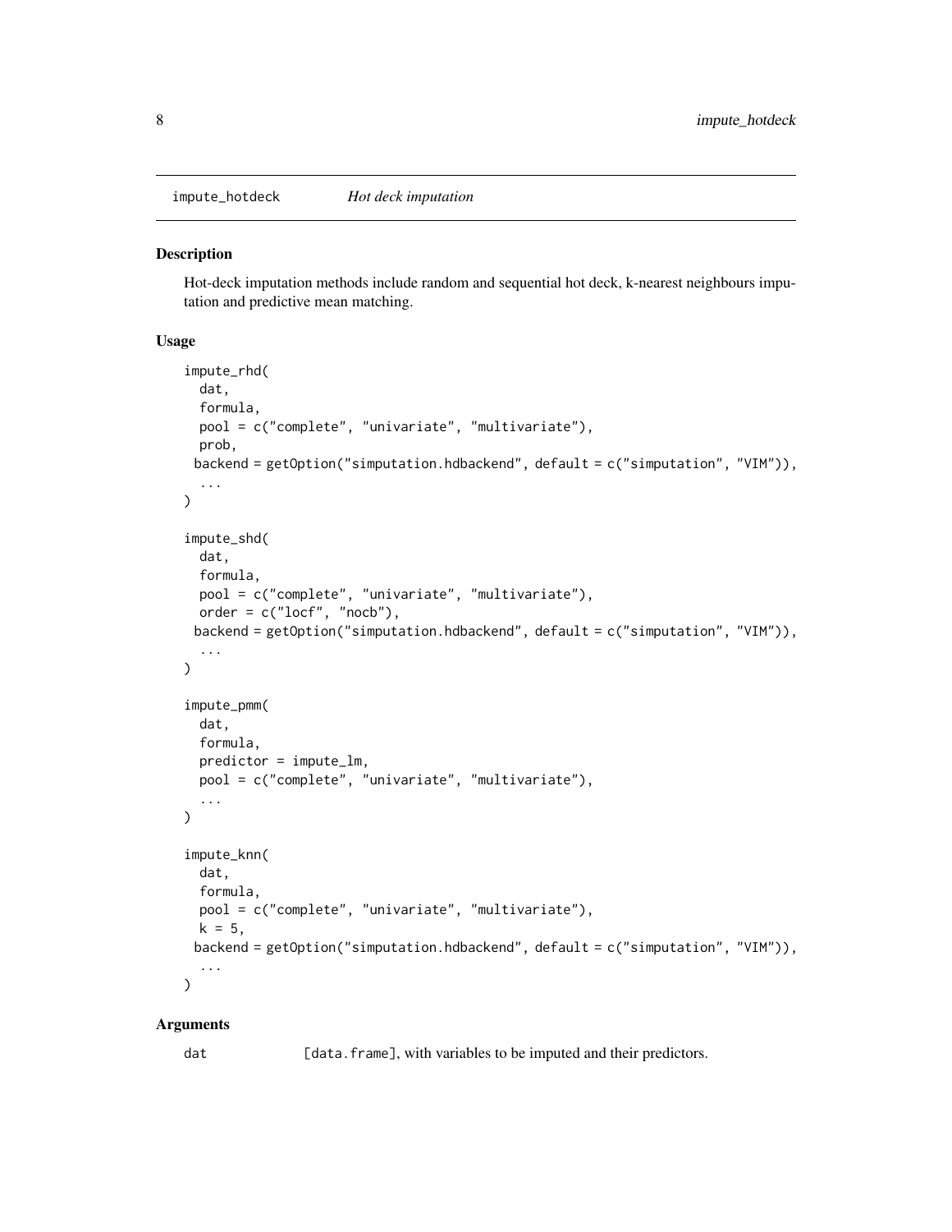## impute_hotdeck    *Hot deck imputation*

### Description

Hot-deck imputation methods include random and sequential hot deck, k-nearest neighbours imputation and predictive mean matching.

### Usage

```
impute_rhd(
  dat,
  formula,
  pool = c("complete", "univariate", "multivariate"),
  prob,
  backend = getOption("simputation.hdbackend", default = c("simputation", "VIM")),
  ...
)

impute_shd(
  dat,
  formula,
  pool = c("complete", "univariate", "multivariate"),
  order = c("locf", "nocb"),
  backend = getOption("simputation.hdbackend", default = c("simputation", "VIM")),
  ...
)

impute_pmm(
  dat,
  formula,
  predictor = impute_lm,
  pool = c("complete", "univariate", "multivariate"),
  ...
)

impute_knn(
  dat,
  formula,
  pool = c("complete", "univariate", "multivariate"),
  k = 5,
  backend = getOption("simputation.hdbackend", default = c("simputation", "VIM")),
  ...
)
```

### Arguments

`dat` [data.frame], with variables to be imputed and their predictors.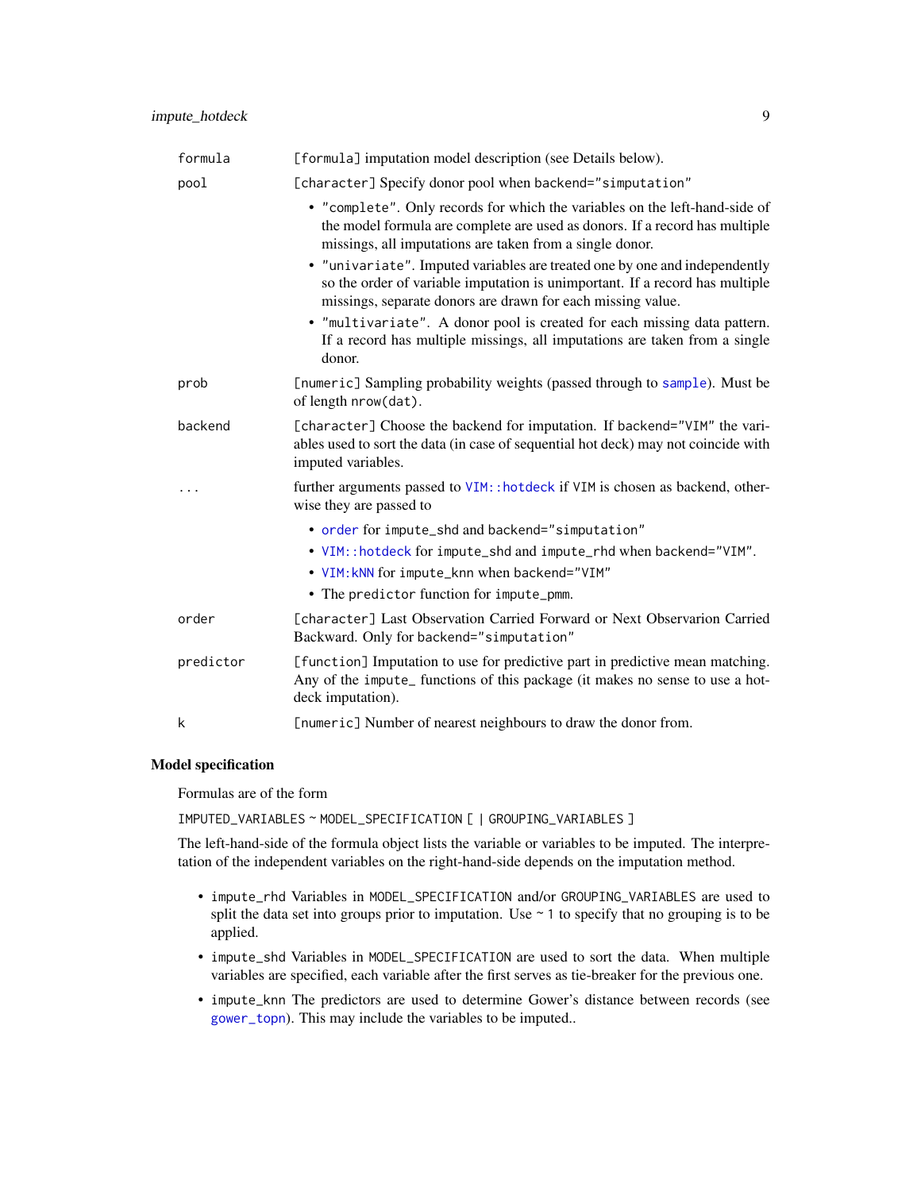| | |
|---|---|
| formula | [formula] imputation model description (see Details below). |
| pool | [character] Specify donor pool when backend="simputation"<br>• "complete". Only records for which the variables on the left-hand-side of the model formula are complete are used as donors. If a record has multiple missings, all imputations are taken from a single donor.<br>• "univariate". Imputed variables are treated one by one and independently so the order of variable imputation is unimportant. If a record has multiple missings, separate donors are drawn for each missing value.<br>• "multivariate". A donor pool is created for each missing data pattern. If a record has multiple missings, all imputations are taken from a single donor. |
| prob | [numeric] Sampling probability weights (passed through to sample). Must be of length nrow(dat). |
| backend | [character] Choose the backend for imputation. If backend="VIM" the variables used to sort the data (in case of sequential hot deck) may not coincide with imputed variables. |
| ... | further arguments passed to VIM::hotdeck if VIM is chosen as backend, otherwise they are passed to<br>• order for impute_shd and backend="simputation"<br>• VIM::hotdeck for impute_shd and impute_rhd when backend="VIM".<br>• VIM:kNN for impute_knn when backend="VIM"<br>• The predictor function for impute_pmm. |
| order | [character] Last Observation Carried Forward or Next Observarion Carried Backward. Only for backend="simputation" |
| predictor | [function] Imputation to use for predictive part in predictive mean matching. Any of the impute_ functions of this package (it makes no sense to use a hot-deck imputation). |
| k | [numeric] Number of nearest neighbours to draw the donor from. |

## Model specification

Formulas are of the form

```
IMPUTED_VARIABLES ~ MODEL_SPECIFICATION [ | GROUPING_VARIABLES ]
```

The left-hand-side of the formula object lists the variable or variables to be imputed. The interpretation of the independent variables on the right-hand-side depends on the imputation method.

- impute_rhd Variables in MODEL_SPECIFICATION and/or GROUPING_VARIABLES are used to split the data set into groups prior to imputation. Use ~ 1 to specify that no grouping is to be applied.
- impute_shd Variables in MODEL_SPECIFICATION are used to sort the data. When multiple variables are specified, each variable after the first serves as tie-breaker for the previous one.
- impute_knn The predictors are used to determine Gower's distance between records (see gower_topn). This may include the variables to be imputed..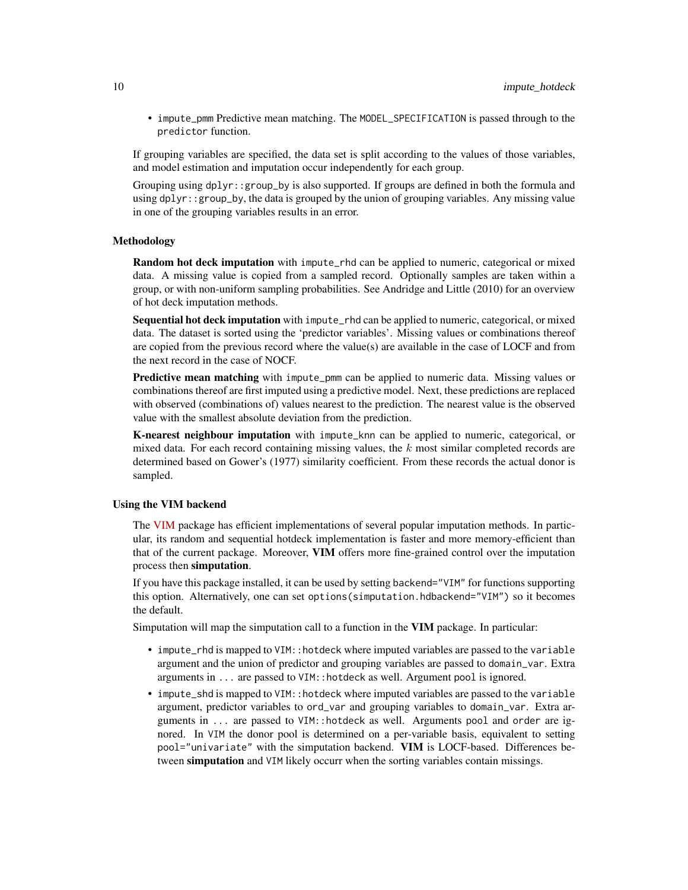- `impute_pmm` Predictive mean matching. The `MODEL_SPECIFICATION` is passed through to the `predictor` function.

If grouping variables are specified, the data set is split according to the values of those variables, and model estimation and imputation occur independently for each group.

Grouping using `dplyr::group_by` is also supported. If groups are defined in both the formula and using `dplyr::group_by`, the data is grouped by the union of grouping variables. Any missing value in one of the grouping variables results in an error.

### Methodology

**Random hot deck imputation** with `impute_rhd` can be applied to numeric, categorical or mixed data. A missing value is copied from a sampled record. Optionally samples are taken within a group, or with non-uniform sampling probabilities. See Andridge and Little (2010) for an overview of hot deck imputation methods.

**Sequential hot deck imputation** with `impute_rhd` can be applied to numeric, categorical, or mixed data. The dataset is sorted using the 'predictor variables'. Missing values or combinations thereof are copied from the previous record where the value(s) are available in the case of LOCF and from the next record in the case of NOCF.

**Predictive mean matching** with `impute_pmm` can be applied to numeric data. Missing values or combinations thereof are first imputed using a predictive model. Next, these predictions are replaced with observed (combinations of) values nearest to the prediction. The nearest value is the observed value with the smallest absolute deviation from the prediction.

**K-nearest neighbour imputation** with `impute_knn` can be applied to numeric, categorical, or mixed data. For each record containing missing values, the $k$ most similar completed records are determined based on Gower's (1977) similarity coefficient. From these records the actual donor is sampled.

### Using the VIM backend

The VIM package has efficient implementations of several popular imputation methods. In particular, its random and sequential hotdeck implementation is faster and more memory-efficient than that of the current package. Moreover, **VIM** offers more fine-grained control over the imputation process then **simputation**.

If you have this package installed, it can be used by setting `backend="VIM"` for functions supporting this option. Alternatively, one can set `options(simputation.hdbackend="VIM")` so it becomes the default.

Simputation will map the simputation call to a function in the **VIM** package. In particular:

- `impute_rhd` is mapped to `VIM::hotdeck` where imputed variables are passed to the `variable` argument and the union of predictor and grouping variables are passed to `domain_var`. Extra arguments in `...` are passed to `VIM::hotdeck` as well. Argument `pool` is ignored.
- `impute_shd` is mapped to `VIM::hotdeck` where imputed variables are passed to the `variable` argument, predictor variables to `ord_var` and grouping variables to `domain_var`. Extra arguments in `...` are passed to `VIM::hotdeck` as well. Arguments `pool` and `order` are ignored. In `VIM` the donor pool is determined on a per-variable basis, equivalent to setting `pool="univariate"` with the simputation backend. **VIM** is LOCF-based. Differences between **simputation** and `VIM` likely occurr when the sorting variables contain missings.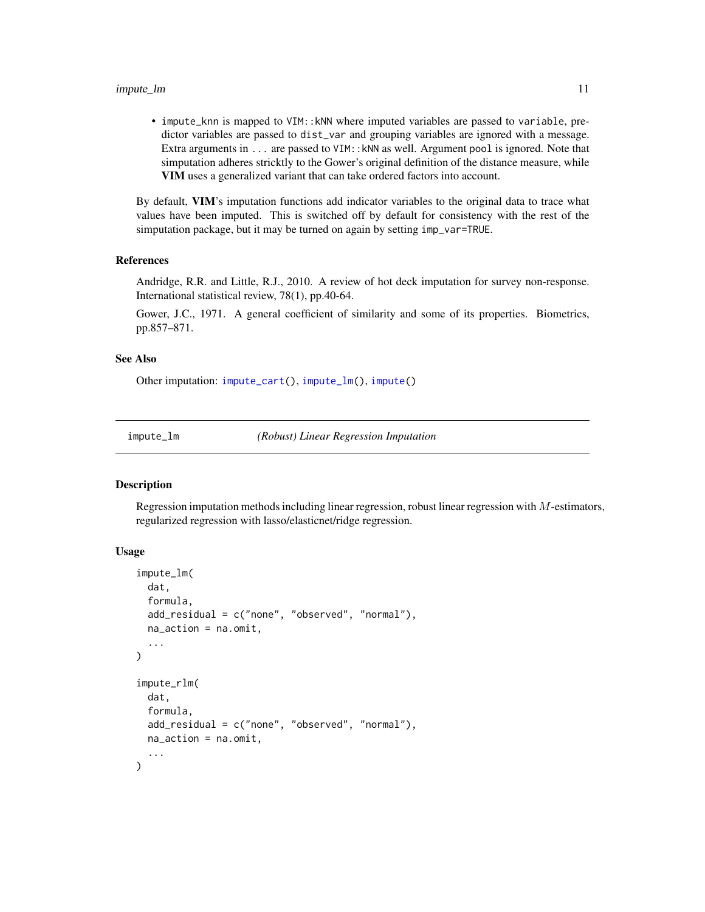- `impute_knn` is mapped to `VIM::kNN` where imputed variables are passed to `variable`, predictor variables are passed to `dist_var` and grouping variables are ignored with a message. Extra arguments in `...` are passed to `VIM::kNN` as well. Argument `pool` is ignored. Note that simputation adheres stricktly to the Gower's original definition of the distance measure, while **VIM** uses a generalized variant that can take ordered factors into account.

By default, **VIM**'s imputation functions add indicator variables to the original data to trace what values have been imputed. This is switched off by default for consistency with the rest of the simputation package, but it may be turned on again by setting `imp_var=TRUE`.

### References

Andridge, R.R. and Little, R.J., 2010. A review of hot deck imputation for survey non-response. International statistical review, 78(1), pp.40-64.

Gower, J.C., 1971. A general coefficient of similarity and some of its properties. Biometrics, pp.857–871.

### See Also

Other imputation: `impute_cart()`, `impute_lm()`, `impute()`

---

## impute_lm *(Robust) Linear Regression Imputation*

### Description

Regression imputation methods including linear regression, robust linear regression with $M$-estimators, regularized regression with lasso/elasticnet/ridge regression.

### Usage

```
impute_lm(
  dat,
  formula,
  add_residual = c("none", "observed", "normal"),
  na_action = na.omit,
  ...
)

impute_rlm(
  dat,
  formula,
  add_residual = c("none", "observed", "normal"),
  na_action = na.omit,
  ...
)
```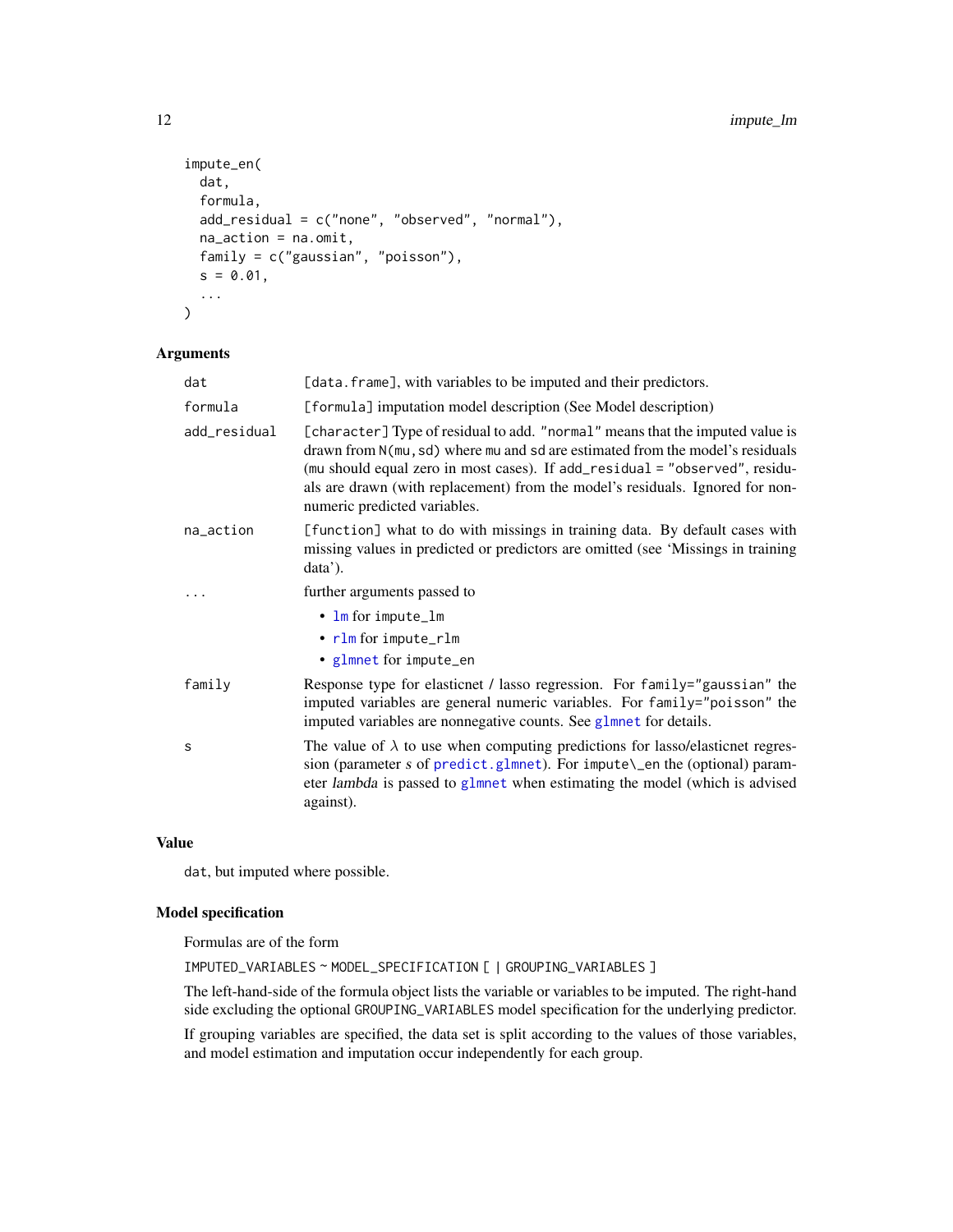```
impute_en(
  dat,
  formula,
  add_residual = c("none", "observed", "normal"),
  na_action = na.omit,
  family = c("gaussian", "poisson"),
  s = 0.01,
  ...
)
```

## Arguments

- `dat` — [data.frame], with variables to be imputed and their predictors.
- `formula` — [formula] imputation model description (See Model description)
- `add_residual` — [character] Type of residual to add. "normal" means that the imputed value is drawn from N(mu,sd) where mu and sd are estimated from the model's residuals (mu should equal zero in most cases). If add_residual = "observed", residuals are drawn (with replacement) from the model's residuals. Ignored for non-numeric predicted variables.
- `na_action` — [function] what to do with missings in training data. By default cases with missing values in predicted or predictors are omitted (see 'Missings in training data').
- `...` — further arguments passed to
  - lm for impute_lm
  - rlm for impute_rlm
  - glmnet for impute_en
- `family` — Response type for elasticnet / lasso regression. For family="gaussian" the imputed variables are general numeric variables. For family="poisson" the imputed variables are nonnegative counts. See glmnet for details.
- `s` — The value of $\lambda$ to use when computing predictions for lasso/elasticnet regression (parameter *s* of predict.glmnet). For impute\_en the (optional) parameter *lambda* is passed to glmnet when estimating the model (which is advised against).

## Value

dat, but imputed where possible.

## Model specification

Formulas are of the form

IMPUTED_VARIABLES ~ MODEL_SPECIFICATION [ | GROUPING_VARIABLES ]

The left-hand-side of the formula object lists the variable or variables to be imputed. The right-hand side excluding the optional GROUPING_VARIABLES model specification for the underlying predictor.

If grouping variables are specified, the data set is split according to the values of those variables, and model estimation and imputation occur independently for each group.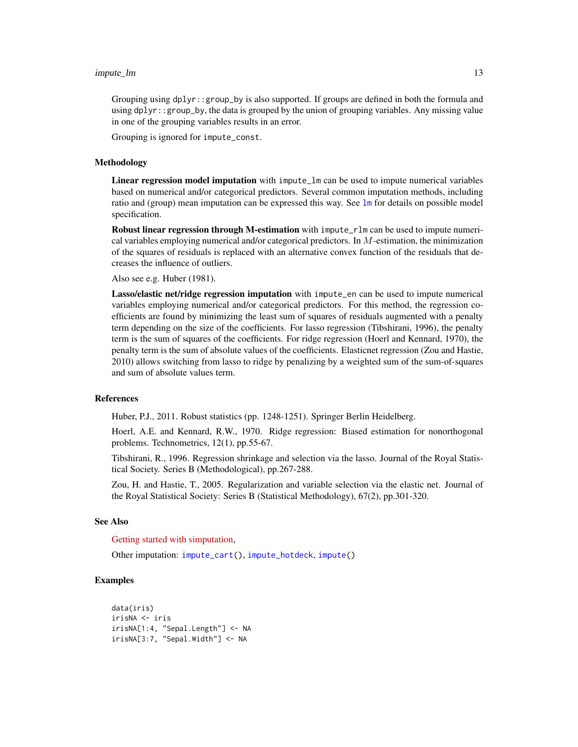Grouping using `dplyr::group_by` is also supported. If groups are defined in both the formula and using `dplyr::group_by`, the data is grouped by the union of grouping variables. Any missing value in one of the grouping variables results in an error.

Grouping is ignored for `impute_const`.

## Methodology

**Linear regression model imputation** with `impute_lm` can be used to impute numerical variables based on numerical and/or categorical predictors. Several common imputation methods, including ratio and (group) mean imputation can be expressed this way. See `lm` for details on possible model specification.

**Robust linear regression through M-estimation** with `impute_rlm` can be used to impute numerical variables employing numerical and/or categorical predictors. In $M$-estimation, the minimization of the squares of residuals is replaced with an alternative convex function of the residuals that decreases the influence of outliers.

Also see e.g. Huber (1981).

**Lasso/elastic net/ridge regression imputation** with `impute_en` can be used to impute numerical variables employing numerical and/or categorical predictors. For this method, the regression coefficients are found by minimizing the least sum of squares of residuals augmented with a penalty term depending on the size of the coefficients. For lasso regression (Tibshirani, 1996), the penalty term is the sum of squares of the coefficients. For ridge regression (Hoerl and Kennard, 1970), the penalty term is the sum of absolute values of the coefficients. Elasticnet regression (Zou and Hastie, 2010) allows switching from lasso to ridge by penalizing by a weighted sum of the sum-of-squares and sum of absolute values term.

## References

Huber, P.J., 2011. Robust statistics (pp. 1248-1251). Springer Berlin Heidelberg.

Hoerl, A.E. and Kennard, R.W., 1970. Ridge regression: Biased estimation for nonorthogonal problems. Technometrics, 12(1), pp.55-67.

Tibshirani, R., 1996. Regression shrinkage and selection via the lasso. Journal of the Royal Statistical Society. Series B (Methodological), pp.267-288.

Zou, H. and Hastie, T., 2005. Regularization and variable selection via the elastic net. Journal of the Royal Statistical Society: Series B (Statistical Methodology), 67(2), pp.301-320.

## See Also

Getting started with simputation,

Other imputation: `impute_cart()`, `impute_hotdeck`, `impute()`

## Examples

```
data(iris)
irisNA <- iris
irisNA[1:4, "Sepal.Length"] <- NA
irisNA[3:7, "Sepal.Width"] <- NA
```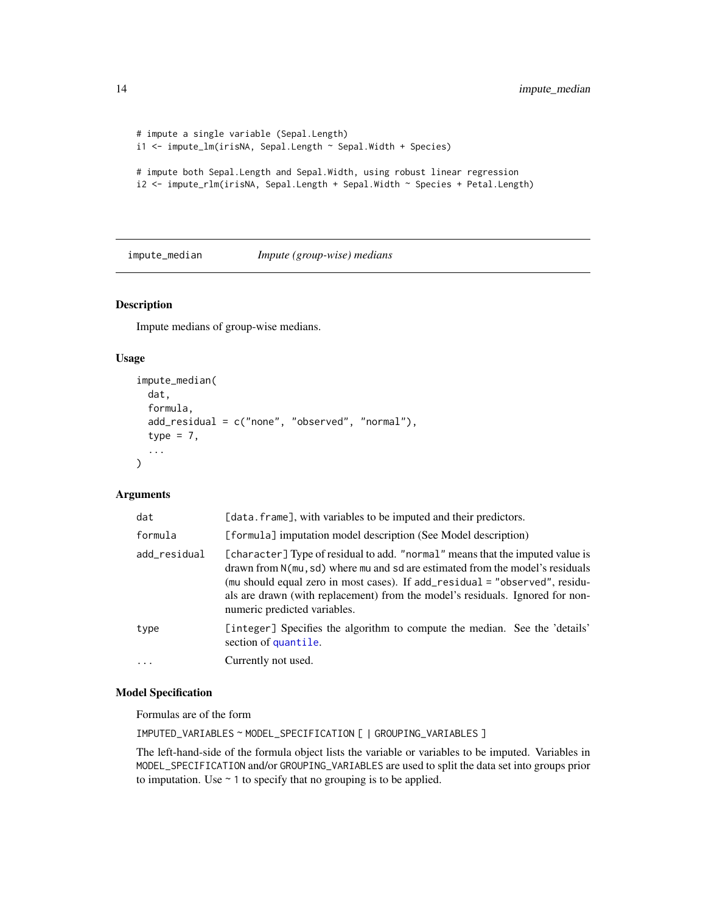```
# impute a single variable (Sepal.Length)
i1 <- impute_lm(irisNA, Sepal.Length ~ Sepal.Width + Species)

# impute both Sepal.Length and Sepal.Width, using robust linear regression
i2 <- impute_rlm(irisNA, Sepal.Length + Sepal.Width ~ Species + Petal.Length)
```

## impute_median *Impute (group-wise) medians*

### Description

Impute medians of group-wise medians.

### Usage

```
impute_median(
  dat,
  formula,
  add_residual = c("none", "observed", "normal"),
  type = 7,
  ...
)
```

### Arguments

| | |
|---|---|
| dat | [data.frame], with variables to be imputed and their predictors. |
| formula | [formula] imputation model description (See Model description) |
| add_residual | [character] Type of residual to add. "normal" means that the imputed value is drawn from N(mu,sd) where mu and sd are estimated from the model's residuals (mu should equal zero in most cases). If add_residual = "observed", residuals are drawn (with replacement) from the model's residuals. Ignored for non-numeric predicted variables. |
| type | [integer] Specifies the algorithm to compute the median. See the 'details' section of quantile. |
| ... | Currently not used. |

### Model Specification

Formulas are of the form

IMPUTED_VARIABLES ~ MODEL_SPECIFICATION [ | GROUPING_VARIABLES ]

The left-hand-side of the formula object lists the variable or variables to be imputed. Variables in MODEL_SPECIFICATION and/or GROUPING_VARIABLES are used to split the data set into groups prior to imputation. Use ~ 1 to specify that no grouping is to be applied.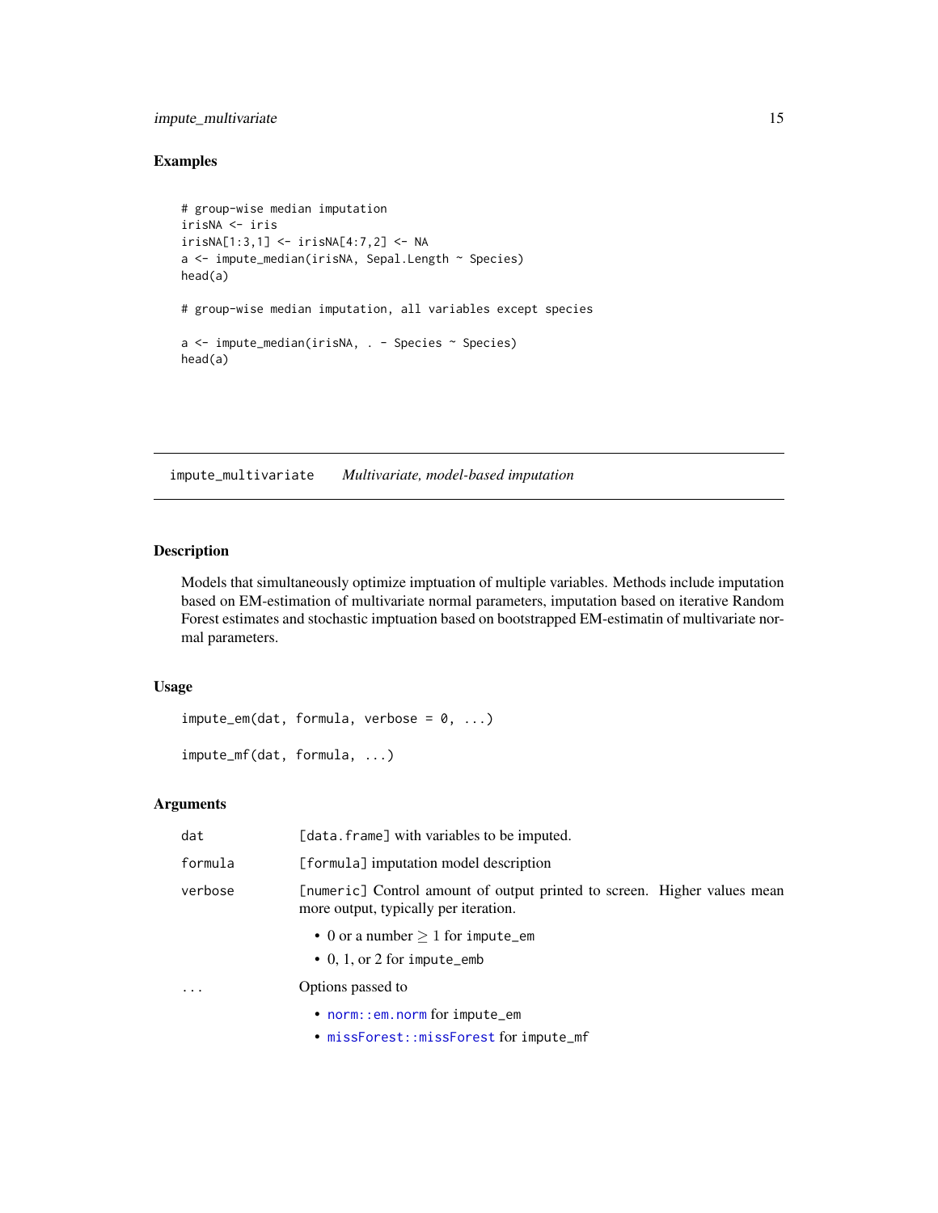## Examples

```
# group-wise median imputation
irisNA <- iris
irisNA[1:3,1] <- irisNA[4:7,2] <- NA
a <- impute_median(irisNA, Sepal.Length ~ Species)
head(a)

# group-wise median imputation, all variables except species

a <- impute_median(irisNA, . - Species ~ Species)
head(a)
```

---

# impute_multivariate *Multivariate, model-based imputation*

## Description

Models that simultaneously optimize imptuation of multiple variables. Methods include imputation based on EM-estimation of multivariate normal parameters, imputation based on iterative Random Forest estimates and stochastic imptuation based on bootstrapped EM-estimatin of multivariate normal parameters.

## Usage

```
impute_em(dat, formula, verbose = 0, ...)

impute_mf(dat, formula, ...)
```

## Arguments

| | |
|---|---|
| `dat` | `[data.frame]` with variables to be imputed. |
| `formula` | `[formula]` imputation model description |
| `verbose` | `[numeric]` Control amount of output printed to screen. Higher values mean more output, typically per iteration.<br>• 0 or a number $\geq 1$ for `impute_em`<br>• 0, 1, or 2 for `impute_emb` |
| `...` | Options passed to<br>• `norm::em.norm` for `impute_em`<br>• `missForest::missForest` for `impute_mf` |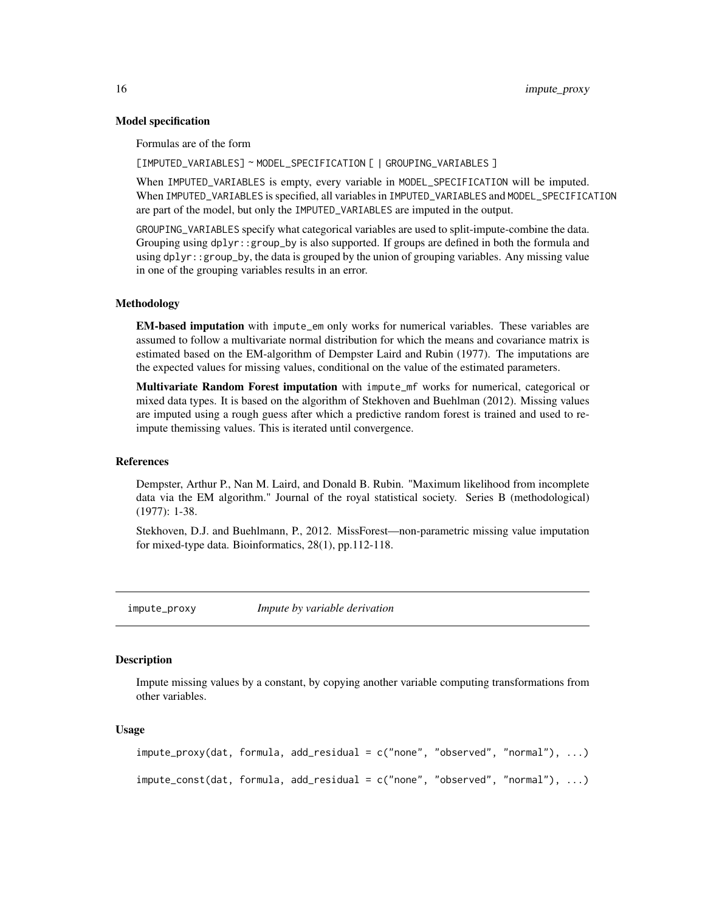### Model specification

Formulas are of the form

`[IMPUTED_VARIABLES] ~ MODEL_SPECIFICATION [ | GROUPING_VARIABLES ]`

When `IMPUTED_VARIABLES` is empty, every variable in `MODEL_SPECIFICATION` will be imputed. When `IMPUTED_VARIABLES` is specified, all variables in `IMPUTED_VARIABLES` and `MODEL_SPECIFICATION` are part of the model, but only the `IMPUTED_VARIABLES` are imputed in the output.

`GROUPING_VARIABLES` specify what categorical variables are used to split-impute-combine the data. Grouping using `dplyr::group_by` is also supported. If groups are defined in both the formula and using `dplyr::group_by`, the data is grouped by the union of grouping variables. Any missing value in one of the grouping variables results in an error.

### Methodology

**EM-based imputation** with `impute_em` only works for numerical variables. These variables are assumed to follow a multivariate normal distribution for which the means and covariance matrix is estimated based on the EM-algorithm of Dempster Laird and Rubin (1977). The imputations are the expected values for missing values, conditional on the value of the estimated parameters.

**Multivariate Random Forest imputation** with `impute_mf` works for numerical, categorical or mixed data types. It is based on the algorithm of Stekhoven and Buehlman (2012). Missing values are imputed using a rough guess after which a predictive random forest is trained and used to re-impute themissing values. This is iterated until convergence.

### References

Dempster, Arthur P., Nan M. Laird, and Donald B. Rubin. "Maximum likelihood from incomplete data via the EM algorithm." Journal of the royal statistical society. Series B (methodological) (1977): 1-38.

Stekhoven, D.J. and Buehlmann, P., 2012. MissForest—non-parametric missing value imputation for mixed-type data. Bioinformatics, 28(1), pp.112-118.

---

## impute_proxy *Impute by variable derivation*

### Description

Impute missing values by a constant, by copying another variable computing transformations from other variables.

### Usage

```
impute_proxy(dat, formula, add_residual = c("none", "observed", "normal"), ...)

impute_const(dat, formula, add_residual = c("none", "observed", "normal"), ...)
```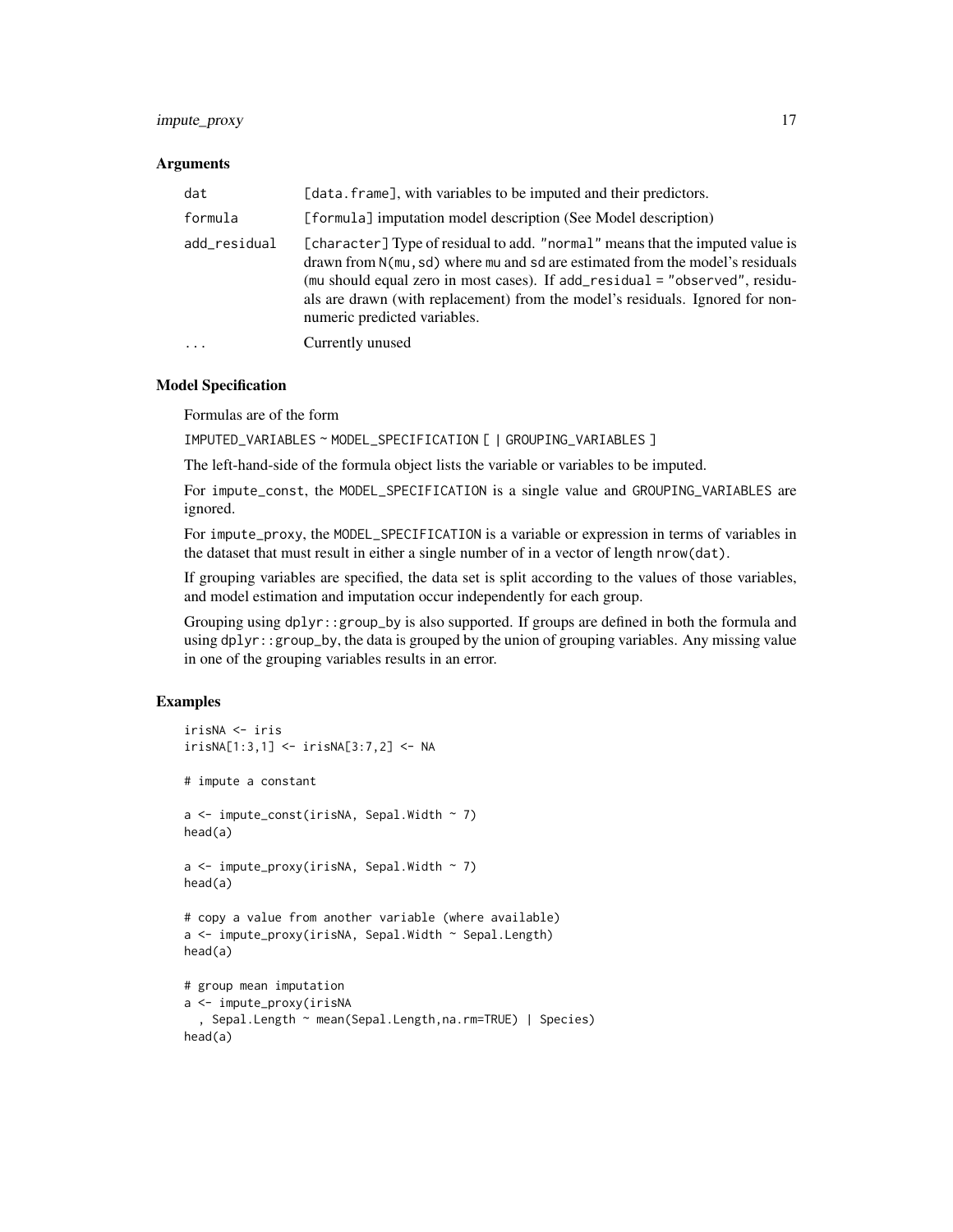### Arguments

| | |
|---|---|
| dat | [data.frame], with variables to be imputed and their predictors. |
| formula | [formula] imputation model description (See Model description) |
| add_residual | [character] Type of residual to add. "normal" means that the imputed value is drawn from N(mu,sd) where mu and sd are estimated from the model's residuals (mu should equal zero in most cases). If add_residual = "observed", residuals are drawn (with replacement) from the model's residuals. Ignored for non-numeric predicted variables. |
| ... | Currently unused |

### Model Specification

Formulas are of the form

IMPUTED_VARIABLES ~ MODEL_SPECIFICATION [ | GROUPING_VARIABLES ]

The left-hand-side of the formula object lists the variable or variables to be imputed.

For impute_const, the MODEL_SPECIFICATION is a single value and GROUPING_VARIABLES are ignored.

For impute_proxy, the MODEL_SPECIFICATION is a variable or expression in terms of variables in the dataset that must result in either a single number of in a vector of length nrow(dat).

If grouping variables are specified, the data set is split according to the values of those variables, and model estimation and imputation occur independently for each group.

Grouping using dplyr::group_by is also supported. If groups are defined in both the formula and using dplyr::group_by, the data is grouped by the union of grouping variables. Any missing value in one of the grouping variables results in an error.

### Examples

```
irisNA <- iris
irisNA[1:3,1] <- irisNA[3:7,2] <- NA

# impute a constant

a <- impute_const(irisNA, Sepal.Width ~ 7)
head(a)

a <- impute_proxy(irisNA, Sepal.Width ~ 7)
head(a)

# copy a value from another variable (where available)
a <- impute_proxy(irisNA, Sepal.Width ~ Sepal.Length)
head(a)

# group mean imputation
a <- impute_proxy(irisNA
  , Sepal.Length ~ mean(Sepal.Length,na.rm=TRUE) | Species)
head(a)
```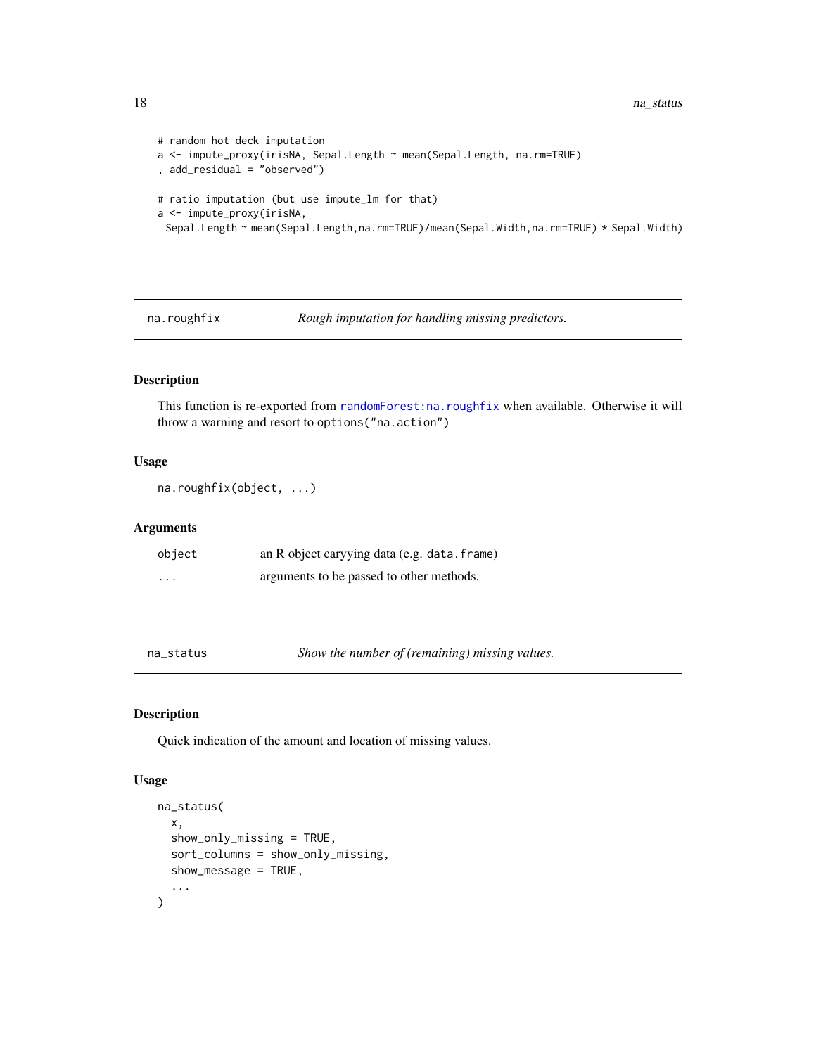```
# random hot deck imputation
a <- impute_proxy(irisNA, Sepal.Length ~ mean(Sepal.Length, na.rm=TRUE)
, add_residual = "observed")

# ratio imputation (but use impute_lm for that)
a <- impute_proxy(irisNA,
 Sepal.Length ~ mean(Sepal.Length,na.rm=TRUE)/mean(Sepal.Width,na.rm=TRUE) * Sepal.Width)
```

## na.roughfix — *Rough imputation for handling missing predictors.*

### Description

This function is re-exported from `randomForest:na.roughfix` when available. Otherwise it will throw a warning and resort to `options("na.action")`

### Usage

```
na.roughfix(object, ...)
```

### Arguments

| | |
|---|---|
| `object` | an R object caryying data (e.g. `data.frame`) |
| `...` | arguments to be passed to other methods. |

## na_status — *Show the number of (remaining) missing values.*

### Description

Quick indication of the amount and location of missing values.

### Usage

```
na_status(
  x,
  show_only_missing = TRUE,
  sort_columns = show_only_missing,
  show_message = TRUE,
  ...
)
```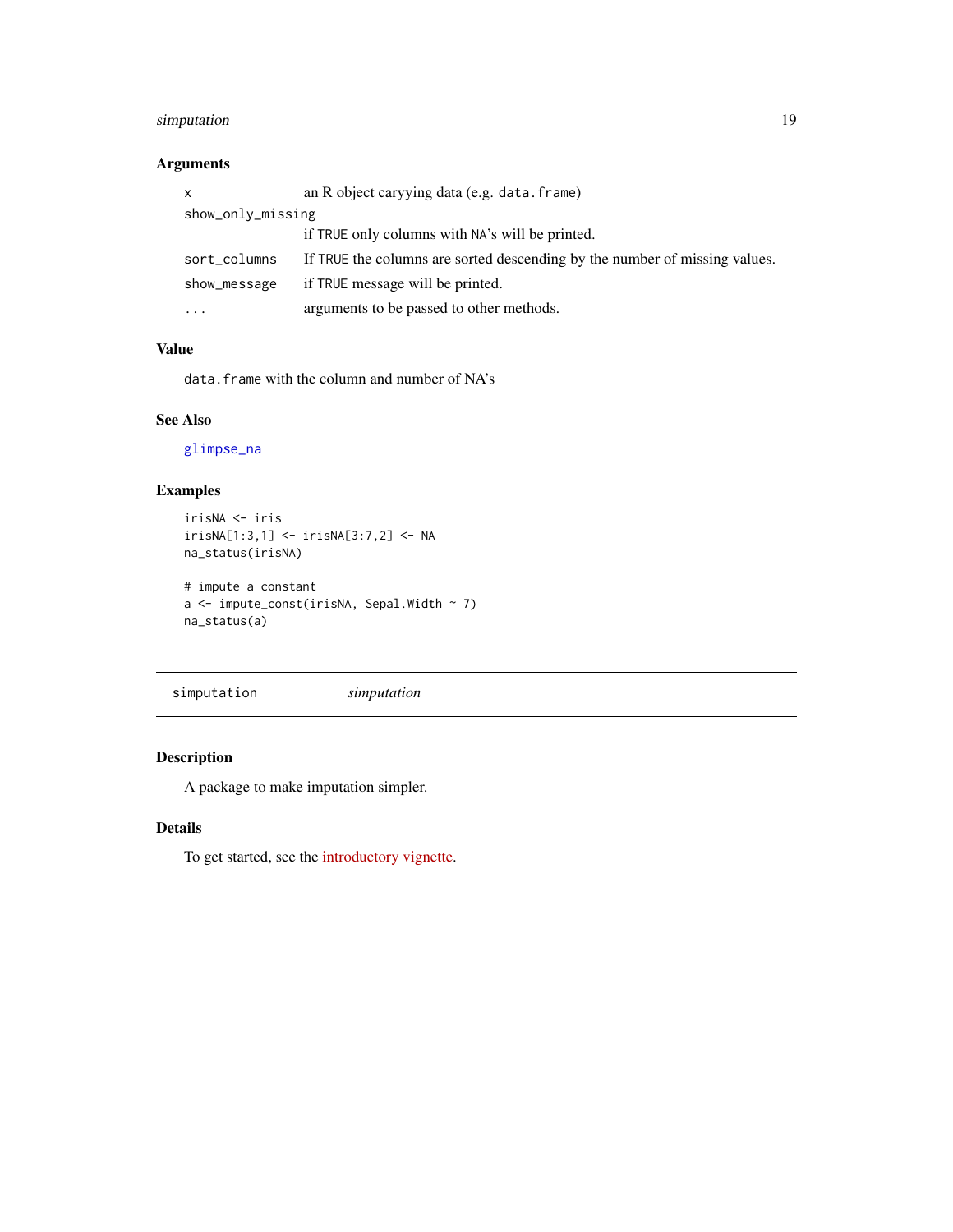### Arguments

| | |
|---|---|
| `x` | an R object caryying data (e.g. `data.frame`) |
| `show_only_missing` | if `TRUE` only columns with `NA`'s will be printed. |
| `sort_columns` | If `TRUE` the columns are sorted descending by the number of missing values. |
| `show_message` | if `TRUE` message will be printed. |
| `...` | arguments to be passed to other methods. |

### Value

`data.frame` with the column and number of NA's

### See Also

`glimpse_na`

### Examples

```
irisNA <- iris
irisNA[1:3,1] <- irisNA[3:7,2] <- NA
na_status(irisNA)

# impute a constant
a <- impute_const(irisNA, Sepal.Width ~ 7)
na_status(a)
```

---

## simputation *simputation*

### Description

A package to make imputation simpler.

### Details

To get started, see the introductory vignette.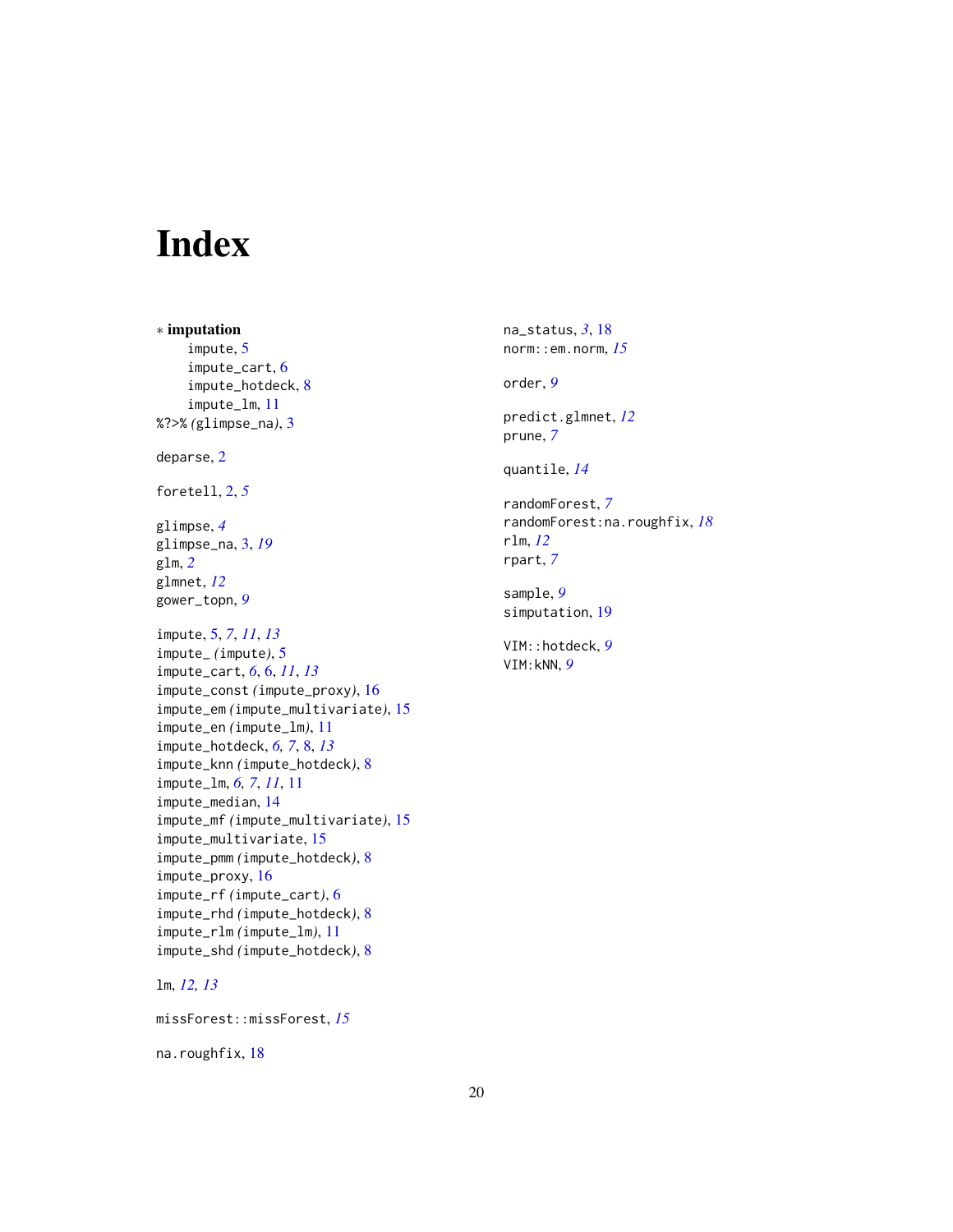# Index

∗ **imputation**
  impute, 5
  impute_cart, 6
  impute_hotdeck, 8
  impute_lm, 11
%?>% *(*glimpse_na*)*, 3

deparse, 2

foretell, 2, *5*

glimpse, *4*
glimpse_na, 3, *19*
glm, *2*
glmnet, *12*
gower_topn, *9*

impute, 5, *7*, *11*, *13*
impute_ *(*impute*)*, 5
impute_cart, *6*, 6, *11*, *13*
impute_const *(*impute_proxy*)*, 16
impute_em *(*impute_multivariate*)*, 15
impute_en *(*impute_lm*)*, 11
impute_hotdeck, *6, 7*, 8, *13*
impute_knn *(*impute_hotdeck*)*, 8
impute_lm, *6, 7*, *11*, 11
impute_median, 14
impute_mf *(*impute_multivariate*)*, 15
impute_multivariate, 15
impute_pmm *(*impute_hotdeck*)*, 8
impute_proxy, 16
impute_rf *(*impute_cart*)*, 6
impute_rhd *(*impute_hotdeck*)*, 8
impute_rlm *(*impute_lm*)*, 11
impute_shd *(*impute_hotdeck*)*, 8

lm, *12, 13*

missForest::missForest, *15*

na.roughfix, 18
na_status, *3*, 18
norm::em.norm, *15*

order, *9*

predict.glmnet, *12*
prune, *7*

quantile, *14*

randomForest, *7*
randomForest:na.roughfix, *18*
rlm, *12*
rpart, *7*

sample, *9*
simputation, 19

VIM::hotdeck, *9*
VIM:kNN, *9*